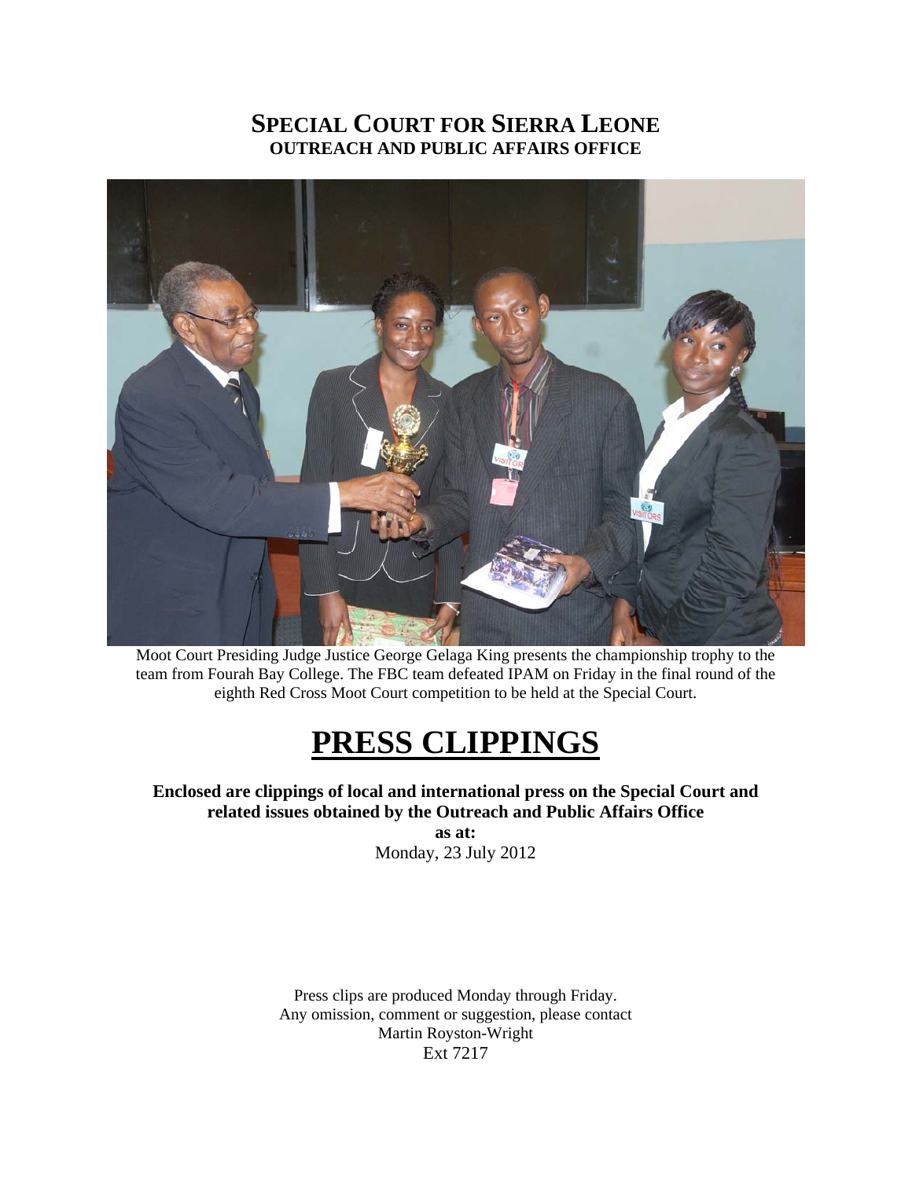# SPECIAL COURT FOR SIERRA LEONE
## OUTREACH AND PUBLIC AFFAIRS OFFICE

Moot Court Presiding Judge Justice George Gelaga King presents the championship trophy to the team from Fourah Bay College. The FBC team defeated IPAM on Friday in the final round of the eighth Red Cross Moot Court competition to be held at the Special Court.

# PRESS CLIPPINGS

**Enclosed are clippings of local and international press on the Special Court and related issues obtained by the Outreach and Public Affairs Office**

**as at:**

Monday, 23 July 2012

Press clips are produced Monday through Friday.
Any omission, comment or suggestion, please contact
Martin Royston-Wright
Ext 7217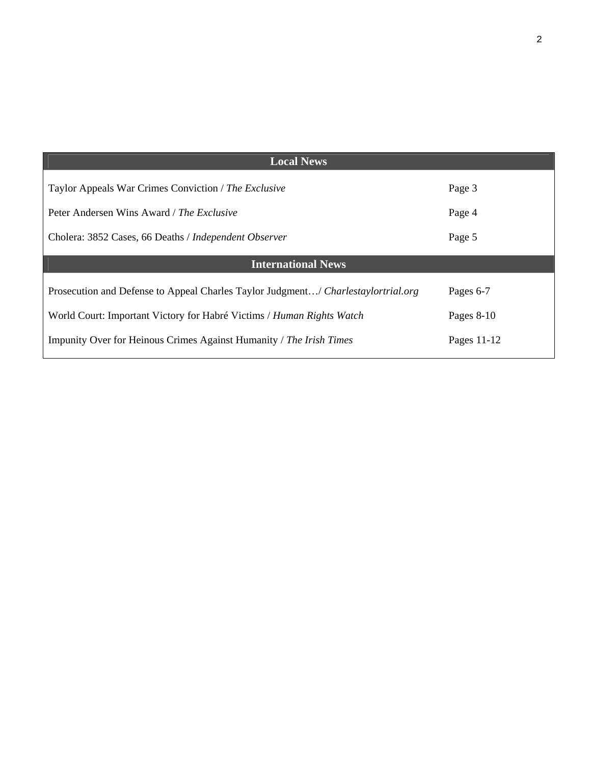| Local News | |
|---|---|
| Taylor Appeals War Crimes Conviction / *The Exclusive* | Page 3 |
| Peter Andersen Wins Award / *The Exclusive* | Page 4 |
| Cholera: 3852 Cases, 66 Deaths / *Independent Observer* | Page 5 |
| **International News** | |
| Prosecution and Defense to Appeal Charles Taylor Judgment…/ *Charlestaylortrial.org* | Pages 6-7 |
| World Court: Important Victory for Habré Victims / *Human Rights Watch* | Pages 8-10 |
| Impunity Over for Heinous Crimes Against Humanity / *The Irish Times* | Pages 11-12 |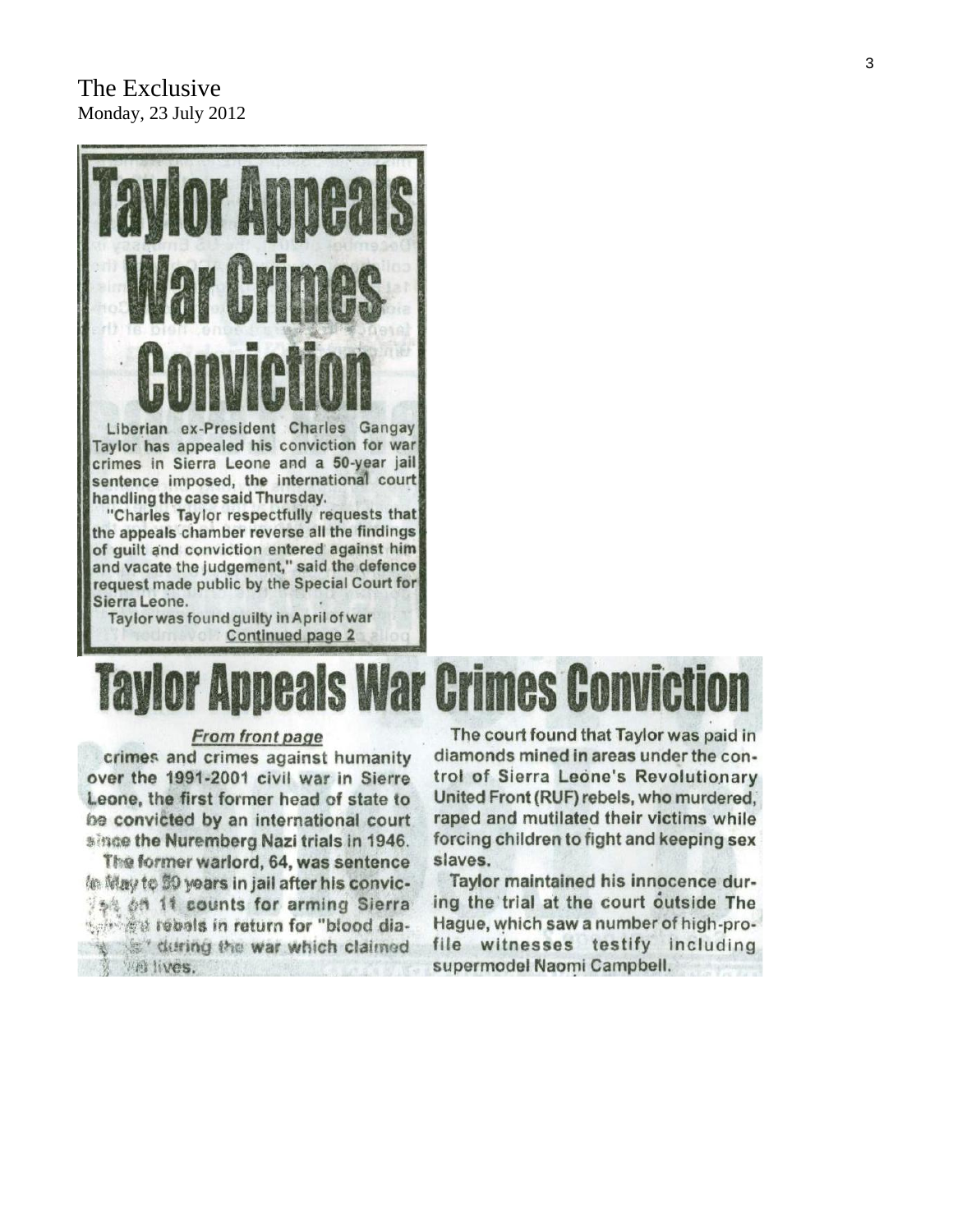The Exclusive
Monday, 23 July 2012

# Taylor Appeals War Crimes Conviction

Liberian ex-President Charles Gangay Taylor has appealed his conviction for war crimes in Sierra Leone and a 50-year jail sentence imposed, the international court handling the case said Thursday.

"Charles Taylor respectfully requests that the appeals chamber reverse all the findings of guilt and conviction entered against him and vacate the judgement," said the defence request made public by the Special Court for Sierra Leone.

Taylor was found guilty in April of war

Continued page 2

# Taylor Appeals War Crimes Conviction

*From front page*

crimes and crimes against humanity over the 1991-2001 civil war in Sierre Leone, the first former head of state to be convicted by an international court since the Nuremberg Nazi trials in 1946.

The former warlord, 64, was sentence in May to 50 years in jail after his conviction on 11 counts for arming Sierra Leonean rebels in return for "blood diamonds" during the war which claimed 120,000 lives.

The court found that Taylor was paid in diamonds mined in areas under the control of Sierra Leone's Revolutionary United Front (RUF) rebels, who murdered, raped and mutilated their victims while forcing children to fight and keeping sex slaves.

Taylor maintained his innocence during the trial at the court outside The Hague, which saw a number of high-profile witnesses testify including supermodel Naomi Campbell.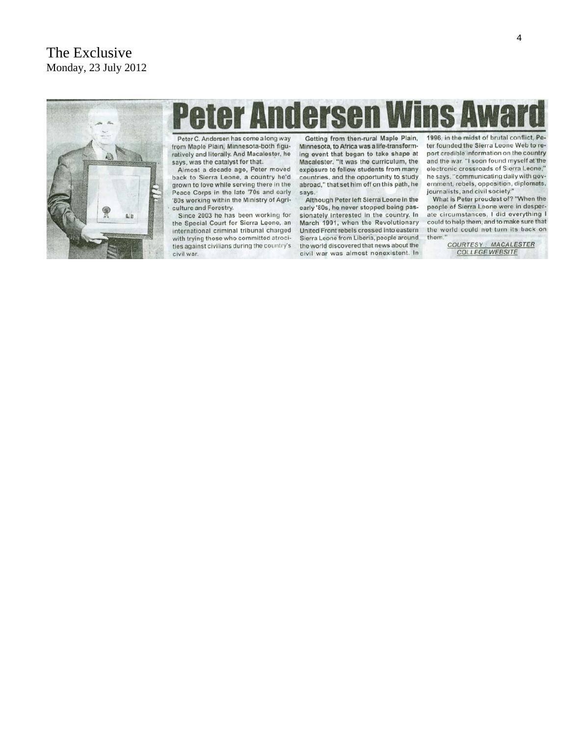The Exclusive
Monday, 23 July 2012

# Peter Andersen Wins Award

Peter C. Andersen has come a long way from Maple Plain, Minnesota-both figuratively and literally. And Macalester, he says, was the catalyst for that.

Almost a decade ago, Peter moved back to Sierra Leone, a country he'd grown to love while serving there in the Peace Corps in the late '70s and early '80s working within the Ministry of Agriculture and Forestry.

Since 2003 he has been working for the Special Court for Sierra Leone, an international criminal tribunal charged with trying those who committed atrocities against civilians during the country's civil war.

Getting from then-rural Maple Plain, Minnesota, to Africa was a life-transforming event that began to take shape at Macalester. "It was the curriculum, the exposure to fellow students from many countries, and the opportunity to study abroad," that set him off on this path, he says.

Although Peter left Sierra Leone in the early '80s, he never stopped being passionately interested in the country. In March 1991, when the Revolutionary United Front rebels crossed into eastern Sierra Leone from Liberia, people around the world discovered that news about the civil war was almost nonexistent. In 1996, in the midst of brutal conflict, Peter founded the Sierra Leone Web to report credible information on the country and the war. "I soon found myself at the electronic crossroads of Sierra Leone," he says, "communicating daily with government, rebels, opposition, diplomats, journalists, and civil society."

What is Peter proudest of? "When the people of Sierra Leone were in desperate circumstances, I did everything I could to help them, and to make sure that the world could not turn its back on them."

*COURTESY : MACALESTER COLLEGE WEBSITE*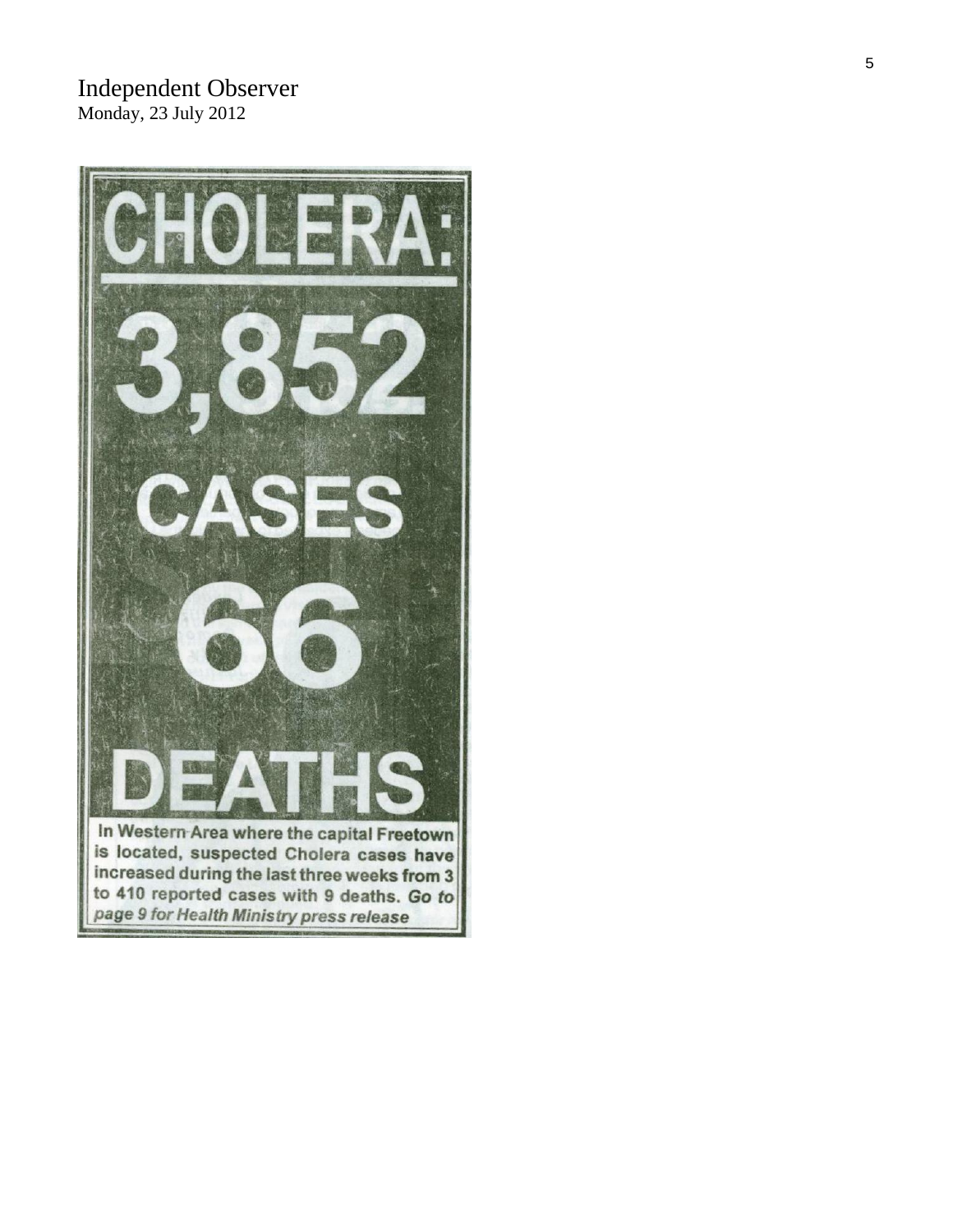Independent Observer
Monday, 23 July 2012

# CHOLERA:

# 3,852 CASES

# 66 DEATHS

**In Western Area where the capital Freetown is located, suspected Cholera cases have increased during the last three weeks from 3 to 410 reported cases with 9 deaths.** ***Go to page 9 for Health Ministry press release***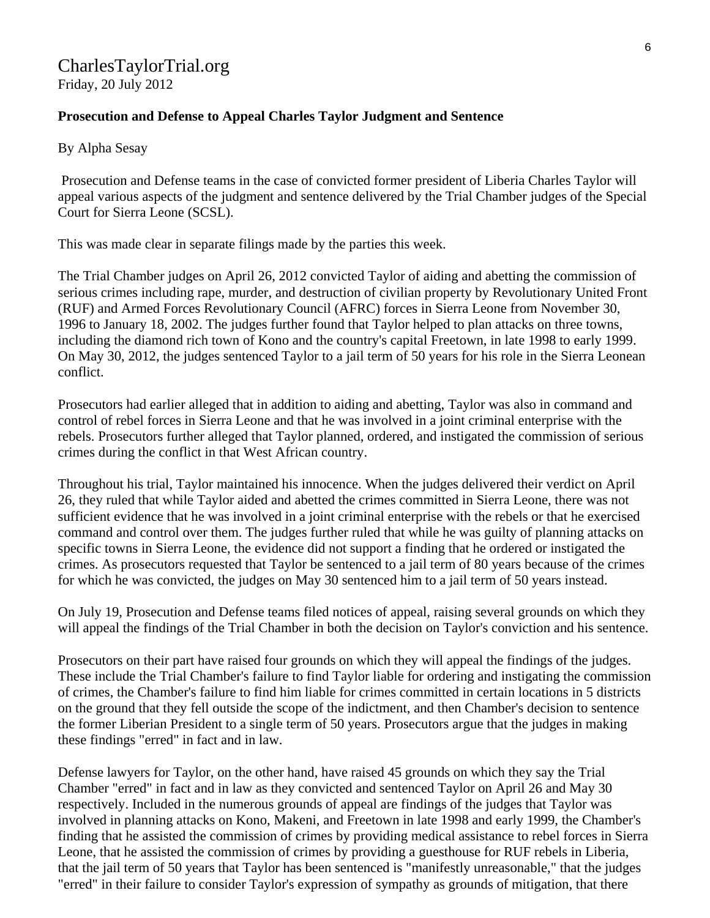CharlesTaylorTrial.org
Friday, 20 July 2012

**Prosecution and Defense to Appeal Charles Taylor Judgment and Sentence**

By Alpha Sesay

Prosecution and Defense teams in the case of convicted former president of Liberia Charles Taylor will appeal various aspects of the judgment and sentence delivered by the Trial Chamber judges of the Special Court for Sierra Leone (SCSL).

This was made clear in separate filings made by the parties this week.

The Trial Chamber judges on April 26, 2012 convicted Taylor of aiding and abetting the commission of serious crimes including rape, murder, and destruction of civilian property by Revolutionary United Front (RUF) and Armed Forces Revolutionary Council (AFRC) forces in Sierra Leone from November 30, 1996 to January 18, 2002. The judges further found that Taylor helped to plan attacks on three towns, including the diamond rich town of Kono and the country's capital Freetown, in late 1998 to early 1999. On May 30, 2012, the judges sentenced Taylor to a jail term of 50 years for his role in the Sierra Leonean conflict.

Prosecutors had earlier alleged that in addition to aiding and abetting, Taylor was also in command and control of rebel forces in Sierra Leone and that he was involved in a joint criminal enterprise with the rebels. Prosecutors further alleged that Taylor planned, ordered, and instigated the commission of serious crimes during the conflict in that West African country.

Throughout his trial, Taylor maintained his innocence. When the judges delivered their verdict on April 26, they ruled that while Taylor aided and abetted the crimes committed in Sierra Leone, there was not sufficient evidence that he was involved in a joint criminal enterprise with the rebels or that he exercised command and control over them. The judges further ruled that while he was guilty of planning attacks on specific towns in Sierra Leone, the evidence did not support a finding that he ordered or instigated the crimes. As prosecutors requested that Taylor be sentenced to a jail term of 80 years because of the crimes for which he was convicted, the judges on May 30 sentenced him to a jail term of 50 years instead.

On July 19, Prosecution and Defense teams filed notices of appeal, raising several grounds on which they will appeal the findings of the Trial Chamber in both the decision on Taylor's conviction and his sentence.

Prosecutors on their part have raised four grounds on which they will appeal the findings of the judges. These include the Trial Chamber's failure to find Taylor liable for ordering and instigating the commission of crimes, the Chamber's failure to find him liable for crimes committed in certain locations in 5 districts on the ground that they fell outside the scope of the indictment, and then Chamber's decision to sentence the former Liberian President to a single term of 50 years. Prosecutors argue that the judges in making these findings "erred" in fact and in law.

Defense lawyers for Taylor, on the other hand, have raised 45 grounds on which they say the Trial Chamber "erred" in fact and in law as they convicted and sentenced Taylor on April 26 and May 30 respectively. Included in the numerous grounds of appeal are findings of the judges that Taylor was involved in planning attacks on Kono, Makeni, and Freetown in late 1998 and early 1999, the Chamber's finding that he assisted the commission of crimes by providing medical assistance to rebel forces in Sierra Leone, that he assisted the commission of crimes by providing a guesthouse for RUF rebels in Liberia, that the jail term of 50 years that Taylor has been sentenced is "manifestly unreasonable," that the judges "erred" in their failure to consider Taylor's expression of sympathy as grounds of mitigation, that there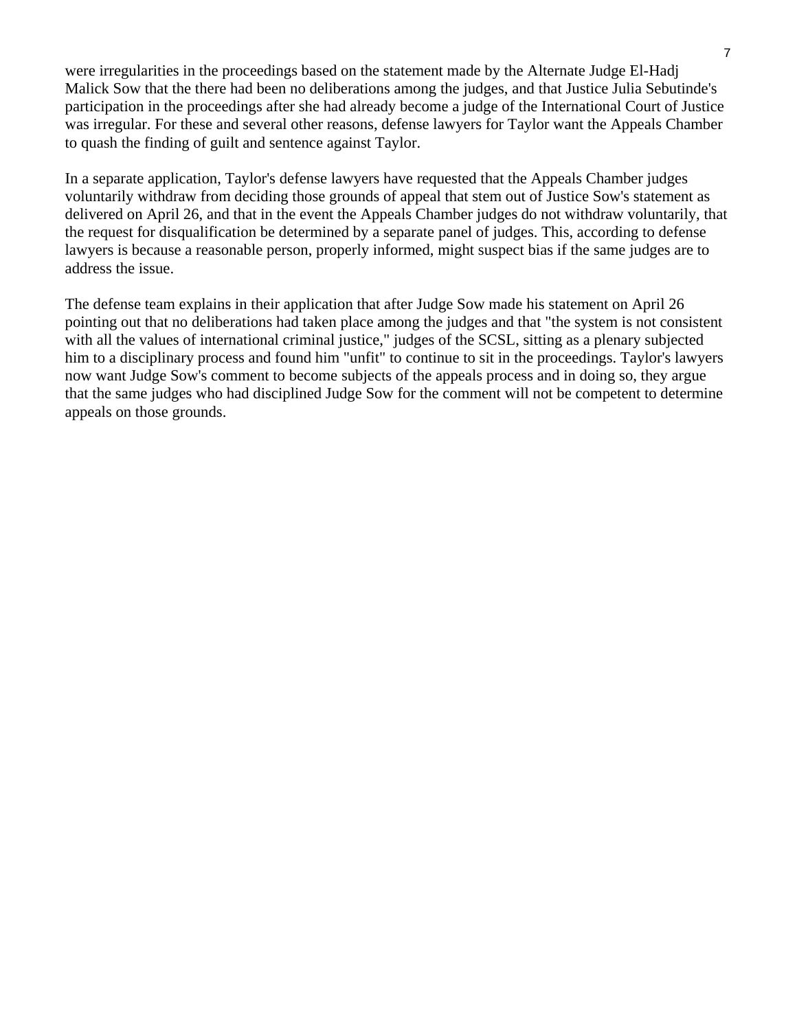were irregularities in the proceedings based on the statement made by the Alternate Judge El-Hadj Malick Sow that the there had been no deliberations among the judges, and that Justice Julia Sebutinde's participation in the proceedings after she had already become a judge of the International Court of Justice was irregular. For these and several other reasons, defense lawyers for Taylor want the Appeals Chamber to quash the finding of guilt and sentence against Taylor.

In a separate application, Taylor's defense lawyers have requested that the Appeals Chamber judges voluntarily withdraw from deciding those grounds of appeal that stem out of Justice Sow's statement as delivered on April 26, and that in the event the Appeals Chamber judges do not withdraw voluntarily, that the request for disqualification be determined by a separate panel of judges. This, according to defense lawyers is because a reasonable person, properly informed, might suspect bias if the same judges are to address the issue.

The defense team explains in their application that after Judge Sow made his statement on April 26 pointing out that no deliberations had taken place among the judges and that "the system is not consistent with all the values of international criminal justice," judges of the SCSL, sitting as a plenary subjected him to a disciplinary process and found him "unfit" to continue to sit in the proceedings. Taylor's lawyers now want Judge Sow's comment to become subjects of the appeals process and in doing so, they argue that the same judges who had disciplined Judge Sow for the comment will not be competent to determine appeals on those grounds.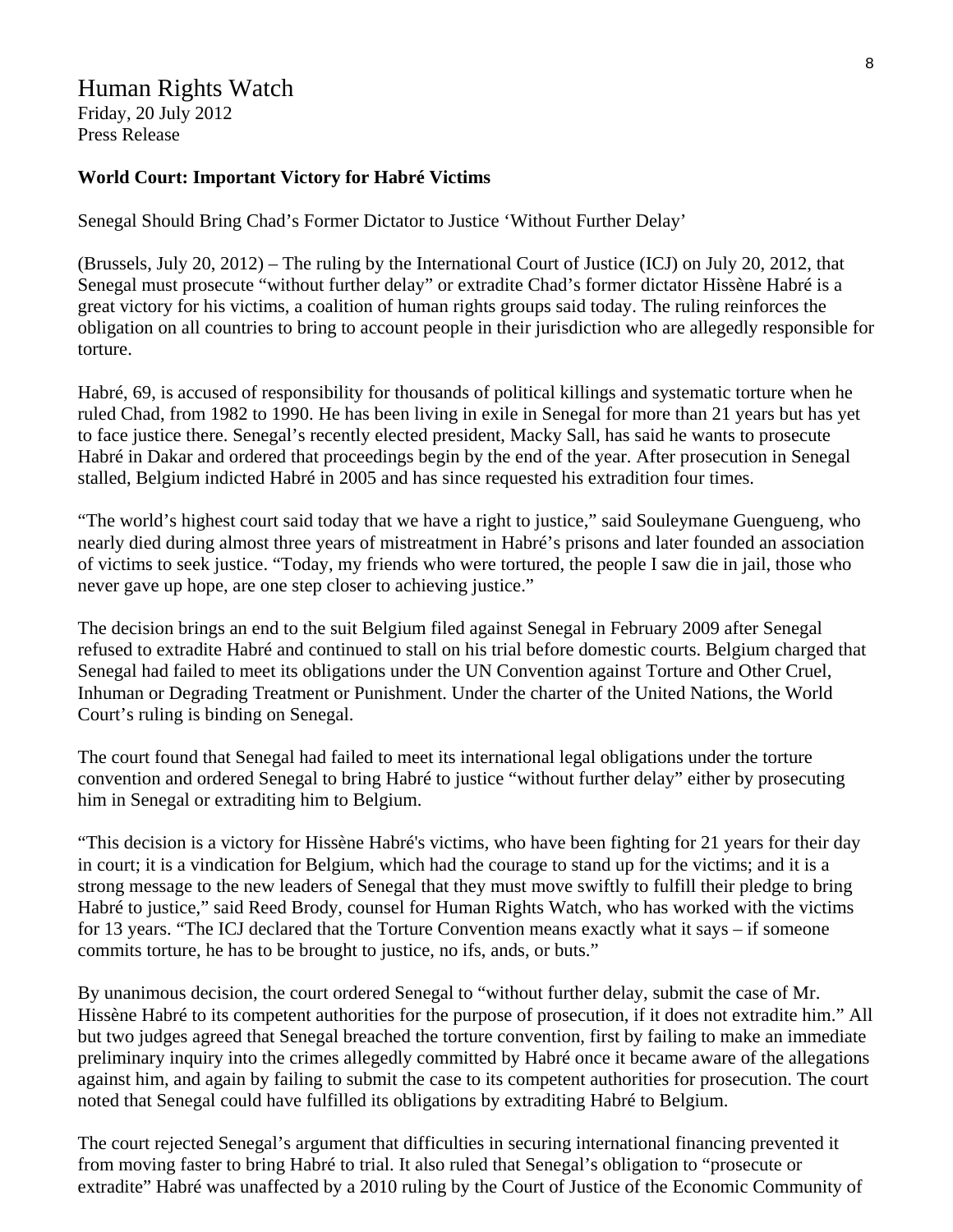Human Rights Watch
Friday, 20 July 2012
Press Release

**World Court: Important Victory for Habré Victims**

Senegal Should Bring Chad's Former Dictator to Justice 'Without Further Delay'

(Brussels, July 20, 2012) – The ruling by the International Court of Justice (ICJ) on July 20, 2012, that Senegal must prosecute "without further delay" or extradite Chad's former dictator Hissène Habré is a great victory for his victims, a coalition of human rights groups said today. The ruling reinforces the obligation on all countries to bring to account people in their jurisdiction who are allegedly responsible for torture.

Habré, 69, is accused of responsibility for thousands of political killings and systematic torture when he ruled Chad, from 1982 to 1990. He has been living in exile in Senegal for more than 21 years but has yet to face justice there. Senegal's recently elected president, Macky Sall, has said he wants to prosecute Habré in Dakar and ordered that proceedings begin by the end of the year. After prosecution in Senegal stalled, Belgium indicted Habré in 2005 and has since requested his extradition four times.

"The world's highest court said today that we have a right to justice," said Souleymane Guengueng, who nearly died during almost three years of mistreatment in Habré's prisons and later founded an association of victims to seek justice. "Today, my friends who were tortured, the people I saw die in jail, those who never gave up hope, are one step closer to achieving justice."

The decision brings an end to the suit Belgium filed against Senegal in February 2009 after Senegal refused to extradite Habré and continued to stall on his trial before domestic courts. Belgium charged that Senegal had failed to meet its obligations under the UN Convention against Torture and Other Cruel, Inhuman or Degrading Treatment or Punishment. Under the charter of the United Nations, the World Court's ruling is binding on Senegal.

The court found that Senegal had failed to meet its international legal obligations under the torture convention and ordered Senegal to bring Habré to justice "without further delay" either by prosecuting him in Senegal or extraditing him to Belgium.

"This decision is a victory for Hissène Habré's victims, who have been fighting for 21 years for their day in court; it is a vindication for Belgium, which had the courage to stand up for the victims; and it is a strong message to the new leaders of Senegal that they must move swiftly to fulfill their pledge to bring Habré to justice," said Reed Brody, counsel for Human Rights Watch, who has worked with the victims for 13 years. "The ICJ declared that the Torture Convention means exactly what it says – if someone commits torture, he has to be brought to justice, no ifs, ands, or buts."

By unanimous decision, the court ordered Senegal to "without further delay, submit the case of Mr. Hissène Habré to its competent authorities for the purpose of prosecution, if it does not extradite him." All but two judges agreed that Senegal breached the torture convention, first by failing to make an immediate preliminary inquiry into the crimes allegedly committed by Habré once it became aware of the allegations against him, and again by failing to submit the case to its competent authorities for prosecution. The court noted that Senegal could have fulfilled its obligations by extraditing Habré to Belgium.

The court rejected Senegal's argument that difficulties in securing international financing prevented it from moving faster to bring Habré to trial. It also ruled that Senegal's obligation to "prosecute or extradite" Habré was unaffected by a 2010 ruling by the Court of Justice of the Economic Community of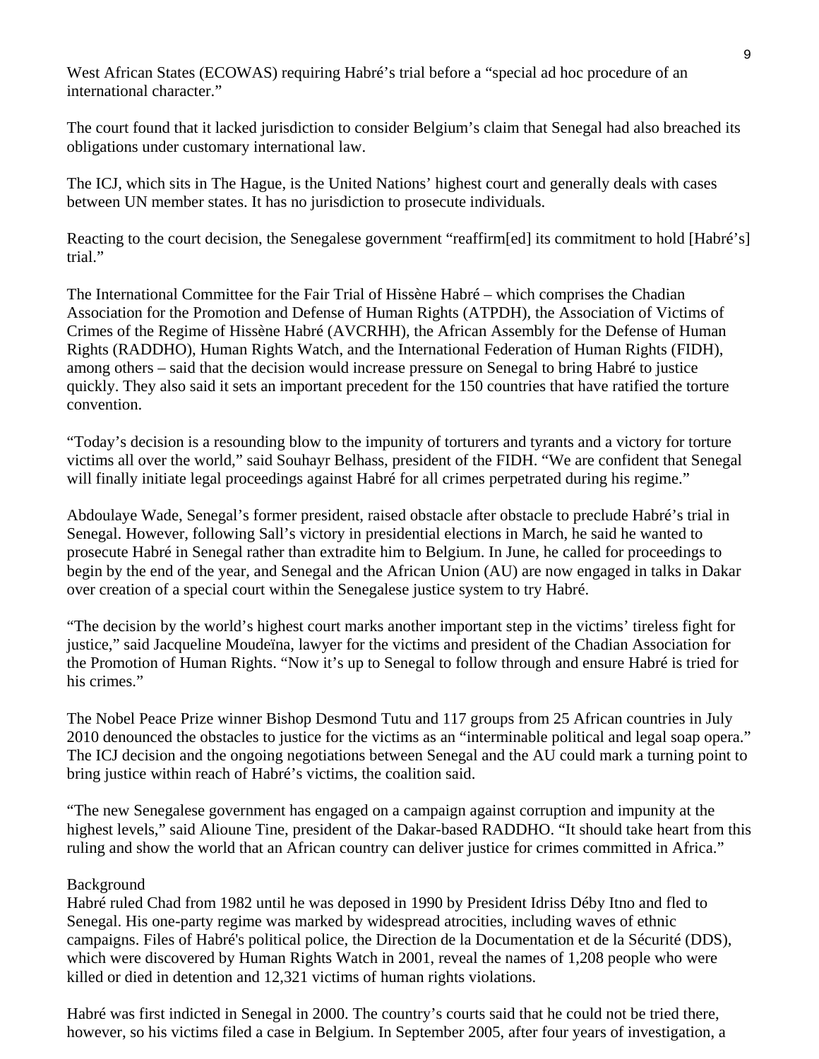West African States (ECOWAS) requiring Habré's trial before a "special ad hoc procedure of an international character."

The court found that it lacked jurisdiction to consider Belgium's claim that Senegal had also breached its obligations under customary international law.

The ICJ, which sits in The Hague, is the United Nations' highest court and generally deals with cases between UN member states. It has no jurisdiction to prosecute individuals.

Reacting to the court decision, the Senegalese government "reaffirm[ed] its commitment to hold [Habré's] trial."

The International Committee for the Fair Trial of Hissène Habré – which comprises the Chadian Association for the Promotion and Defense of Human Rights (ATPDH), the Association of Victims of Crimes of the Regime of Hissène Habré (AVCRHH), the African Assembly for the Defense of Human Rights (RADDHO), Human Rights Watch, and the International Federation of Human Rights (FIDH), among others – said that the decision would increase pressure on Senegal to bring Habré to justice quickly. They also said it sets an important precedent for the 150 countries that have ratified the torture convention.

"Today's decision is a resounding blow to the impunity of torturers and tyrants and a victory for torture victims all over the world," said Souhayr Belhass, president of the FIDH. "We are confident that Senegal will finally initiate legal proceedings against Habré for all crimes perpetrated during his regime."

Abdoulaye Wade, Senegal's former president, raised obstacle after obstacle to preclude Habré's trial in Senegal. However, following Sall's victory in presidential elections in March, he said he wanted to prosecute Habré in Senegal rather than extradite him to Belgium. In June, he called for proceedings to begin by the end of the year, and Senegal and the African Union (AU) are now engaged in talks in Dakar over creation of a special court within the Senegalese justice system to try Habré.

"The decision by the world's highest court marks another important step in the victims' tireless fight for justice," said Jacqueline Moudeïna, lawyer for the victims and president of the Chadian Association for the Promotion of Human Rights. "Now it's up to Senegal to follow through and ensure Habré is tried for his crimes."

The Nobel Peace Prize winner Bishop Desmond Tutu and 117 groups from 25 African countries in July 2010 denounced the obstacles to justice for the victims as an "interminable political and legal soap opera." The ICJ decision and the ongoing negotiations between Senegal and the AU could mark a turning point to bring justice within reach of Habré's victims, the coalition said.

"The new Senegalese government has engaged on a campaign against corruption and impunity at the highest levels," said Alioune Tine, president of the Dakar-based RADDHO. "It should take heart from this ruling and show the world that an African country can deliver justice for crimes committed in Africa."

Background

Habré ruled Chad from 1982 until he was deposed in 1990 by President Idriss Déby Itno and fled to Senegal. His one-party regime was marked by widespread atrocities, including waves of ethnic campaigns. Files of Habré's political police, the Direction de la Documentation et de la Sécurité (DDS), which were discovered by Human Rights Watch in 2001, reveal the names of 1,208 people who were killed or died in detention and 12,321 victims of human rights violations.

Habré was first indicted in Senegal in 2000. The country's courts said that he could not be tried there, however, so his victims filed a case in Belgium. In September 2005, after four years of investigation, a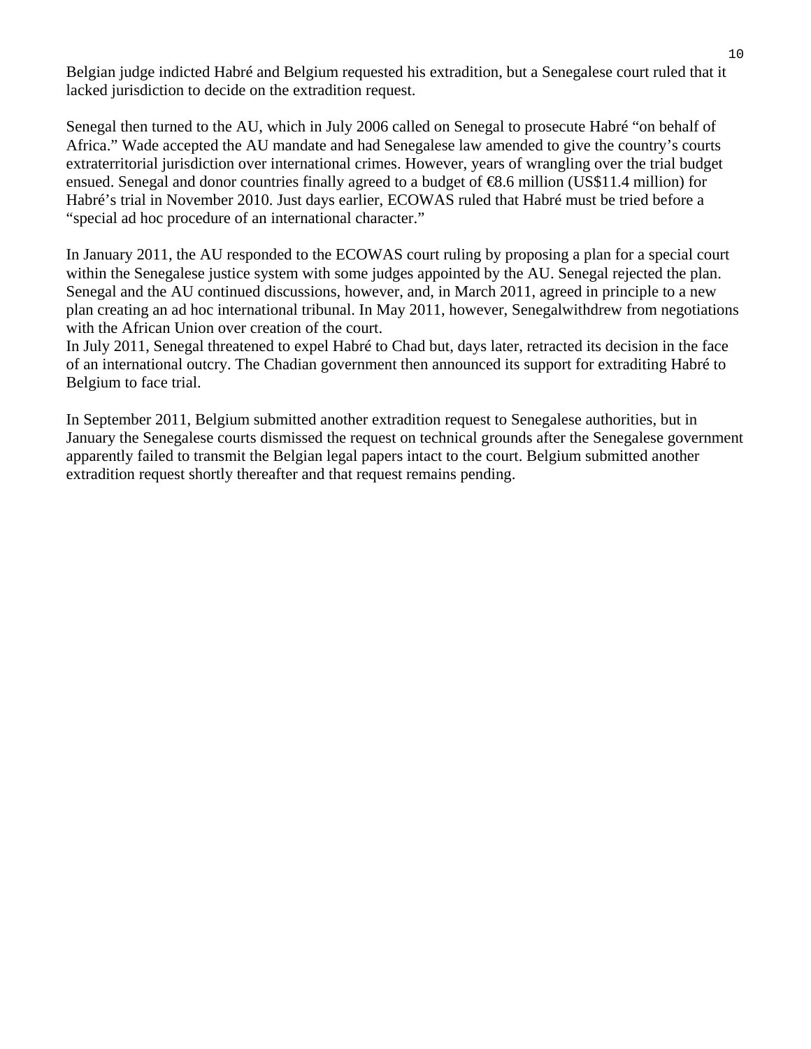Belgian judge indicted Habré and Belgium requested his extradition, but a Senegalese court ruled that it lacked jurisdiction to decide on the extradition request.

Senegal then turned to the AU, which in July 2006 called on Senegal to prosecute Habré "on behalf of Africa." Wade accepted the AU mandate and had Senegalese law amended to give the country's courts extraterritorial jurisdiction over international crimes. However, years of wrangling over the trial budget ensued. Senegal and donor countries finally agreed to a budget of €8.6 million (US$11.4 million) for Habré's trial in November 2010. Just days earlier, ECOWAS ruled that Habré must be tried before a "special ad hoc procedure of an international character."

In January 2011, the AU responded to the ECOWAS court ruling by proposing a plan for a special court within the Senegalese justice system with some judges appointed by the AU. Senegal rejected the plan. Senegal and the AU continued discussions, however, and, in March 2011, agreed in principle to a new plan creating an ad hoc international tribunal. In May 2011, however, Senegalwithdrew from negotiations with the African Union over creation of the court.
In July 2011, Senegal threatened to expel Habré to Chad but, days later, retracted its decision in the face of an international outcry. The Chadian government then announced its support for extraditing Habré to Belgium to face trial.

In September 2011, Belgium submitted another extradition request to Senegalese authorities, but in January the Senegalese courts dismissed the request on technical grounds after the Senegalese government apparently failed to transmit the Belgian legal papers intact to the court. Belgium submitted another extradition request shortly thereafter and that request remains pending.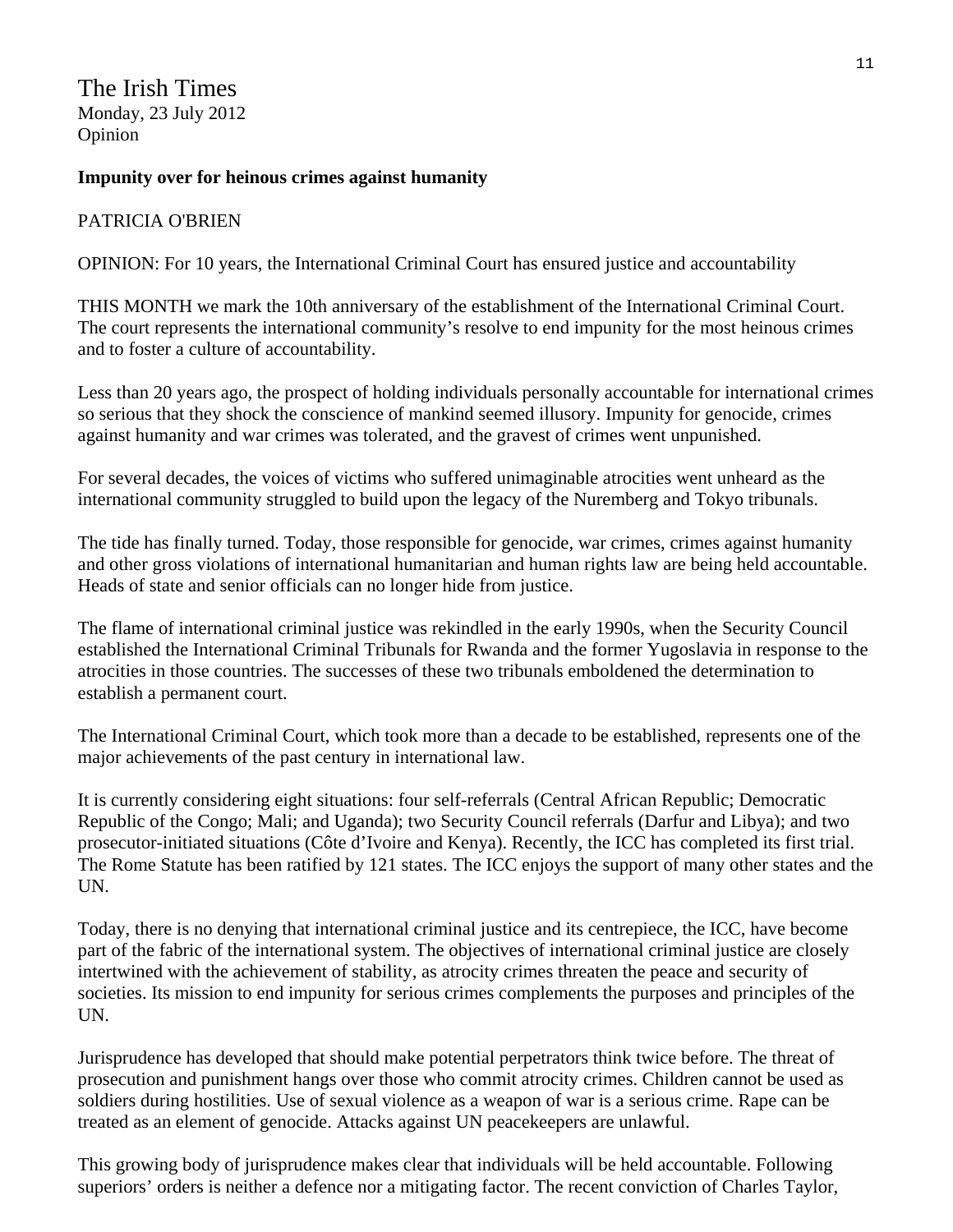The Irish Times
Monday, 23 July 2012
Opinion

**Impunity over for heinous crimes against humanity**

PATRICIA O'BRIEN

OPINION: For 10 years, the International Criminal Court has ensured justice and accountability

THIS MONTH we mark the 10th anniversary of the establishment of the International Criminal Court. The court represents the international community's resolve to end impunity for the most heinous crimes and to foster a culture of accountability.

Less than 20 years ago, the prospect of holding individuals personally accountable for international crimes so serious that they shock the conscience of mankind seemed illusory. Impunity for genocide, crimes against humanity and war crimes was tolerated, and the gravest of crimes went unpunished.

For several decades, the voices of victims who suffered unimaginable atrocities went unheard as the international community struggled to build upon the legacy of the Nuremberg and Tokyo tribunals.

The tide has finally turned. Today, those responsible for genocide, war crimes, crimes against humanity and other gross violations of international humanitarian and human rights law are being held accountable. Heads of state and senior officials can no longer hide from justice.

The flame of international criminal justice was rekindled in the early 1990s, when the Security Council established the International Criminal Tribunals for Rwanda and the former Yugoslavia in response to the atrocities in those countries. The successes of these two tribunals emboldened the determination to establish a permanent court.

The International Criminal Court, which took more than a decade to be established, represents one of the major achievements of the past century in international law.

It is currently considering eight situations: four self-referrals (Central African Republic; Democratic Republic of the Congo; Mali; and Uganda); two Security Council referrals (Darfur and Libya); and two prosecutor-initiated situations (Côte d'Ivoire and Kenya). Recently, the ICC has completed its first trial. The Rome Statute has been ratified by 121 states. The ICC enjoys the support of many other states and the UN.

Today, there is no denying that international criminal justice and its centrepiece, the ICC, have become part of the fabric of the international system. The objectives of international criminal justice are closely intertwined with the achievement of stability, as atrocity crimes threaten the peace and security of societies. Its mission to end impunity for serious crimes complements the purposes and principles of the UN.

Jurisprudence has developed that should make potential perpetrators think twice before. The threat of prosecution and punishment hangs over those who commit atrocity crimes. Children cannot be used as soldiers during hostilities. Use of sexual violence as a weapon of war is a serious crime. Rape can be treated as an element of genocide. Attacks against UN peacekeepers are unlawful.

This growing body of jurisprudence makes clear that individuals will be held accountable. Following superiors' orders is neither a defence nor a mitigating factor. The recent conviction of Charles Taylor,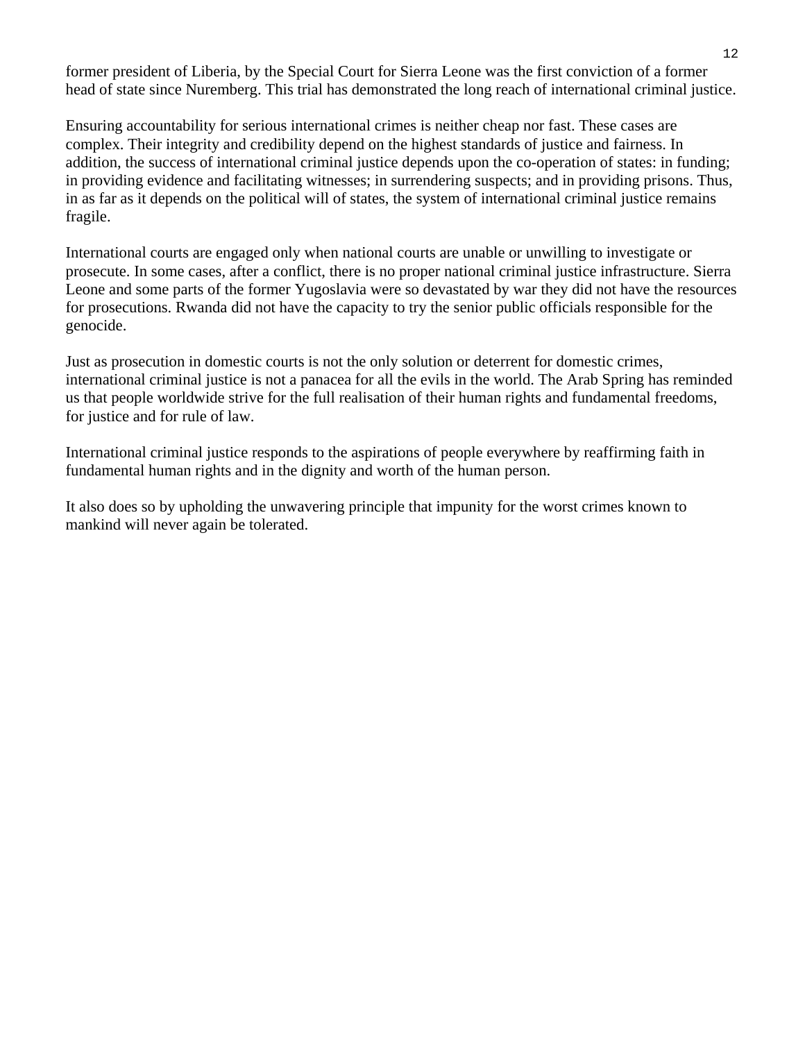former president of Liberia, by the Special Court for Sierra Leone was the first conviction of a former head of state since Nuremberg. This trial has demonstrated the long reach of international criminal justice.

Ensuring accountability for serious international crimes is neither cheap nor fast. These cases are complex. Their integrity and credibility depend on the highest standards of justice and fairness. In addition, the success of international criminal justice depends upon the co-operation of states: in funding; in providing evidence and facilitating witnesses; in surrendering suspects; and in providing prisons. Thus, in as far as it depends on the political will of states, the system of international criminal justice remains fragile.

International courts are engaged only when national courts are unable or unwilling to investigate or prosecute. In some cases, after a conflict, there is no proper national criminal justice infrastructure. Sierra Leone and some parts of the former Yugoslavia were so devastated by war they did not have the resources for prosecutions. Rwanda did not have the capacity to try the senior public officials responsible for the genocide.

Just as prosecution in domestic courts is not the only solution or deterrent for domestic crimes, international criminal justice is not a panacea for all the evils in the world. The Arab Spring has reminded us that people worldwide strive for the full realisation of their human rights and fundamental freedoms, for justice and for rule of law.

International criminal justice responds to the aspirations of people everywhere by reaffirming faith in fundamental human rights and in the dignity and worth of the human person.

It also does so by upholding the unwavering principle that impunity for the worst crimes known to mankind will never again be tolerated.